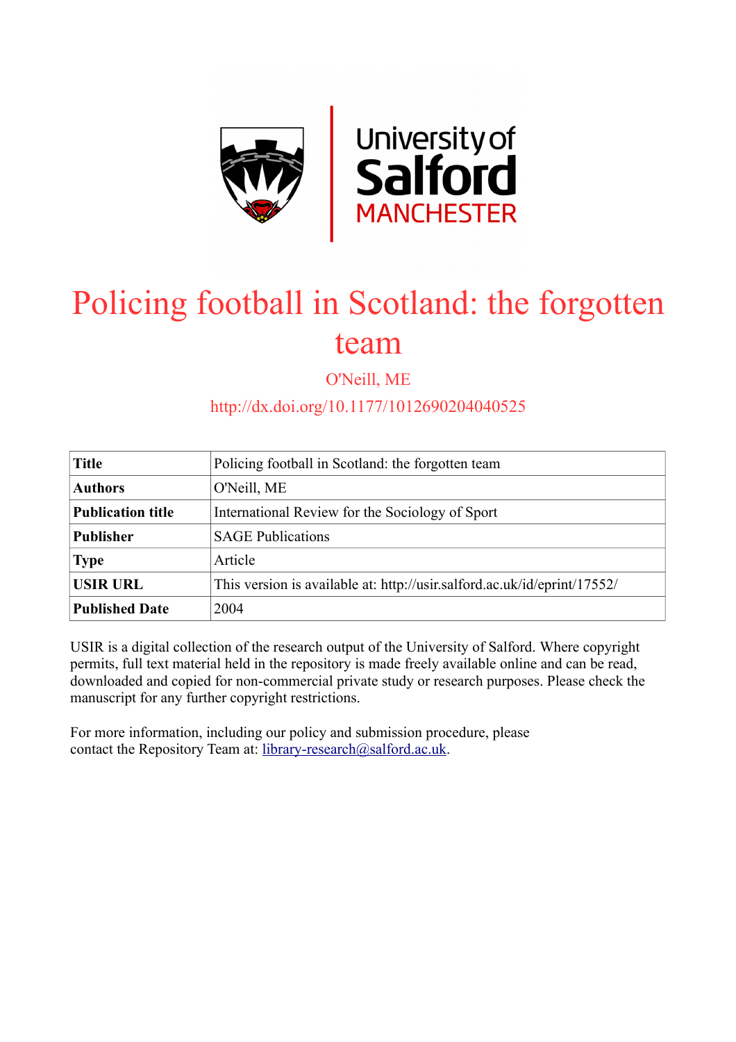# Policing football in Scotland: the forgotten team

O'Neill, ME

http://dx.doi.org/10.1177/1012690204040525

| **Title** | Policing football in Scotland: the forgotten team |
|---|---|
| **Authors** | O'Neill, ME |
| **Publication title** | International Review for the Sociology of Sport |
| **Publisher** | SAGE Publications |
| **Type** | Article |
| **USIR URL** | This version is available at: http://usir.salford.ac.uk/id/eprint/17552/ |
| **Published Date** | 2004 |

USIR is a digital collection of the research output of the University of Salford. Where copyright permits, full text material held in the repository is made freely available online and can be read, downloaded and copied for non-commercial private study or research purposes. Please check the manuscript for any further copyright restrictions.

For more information, including our policy and submission procedure, please contact the Repository Team at: library-research@salford.ac.uk.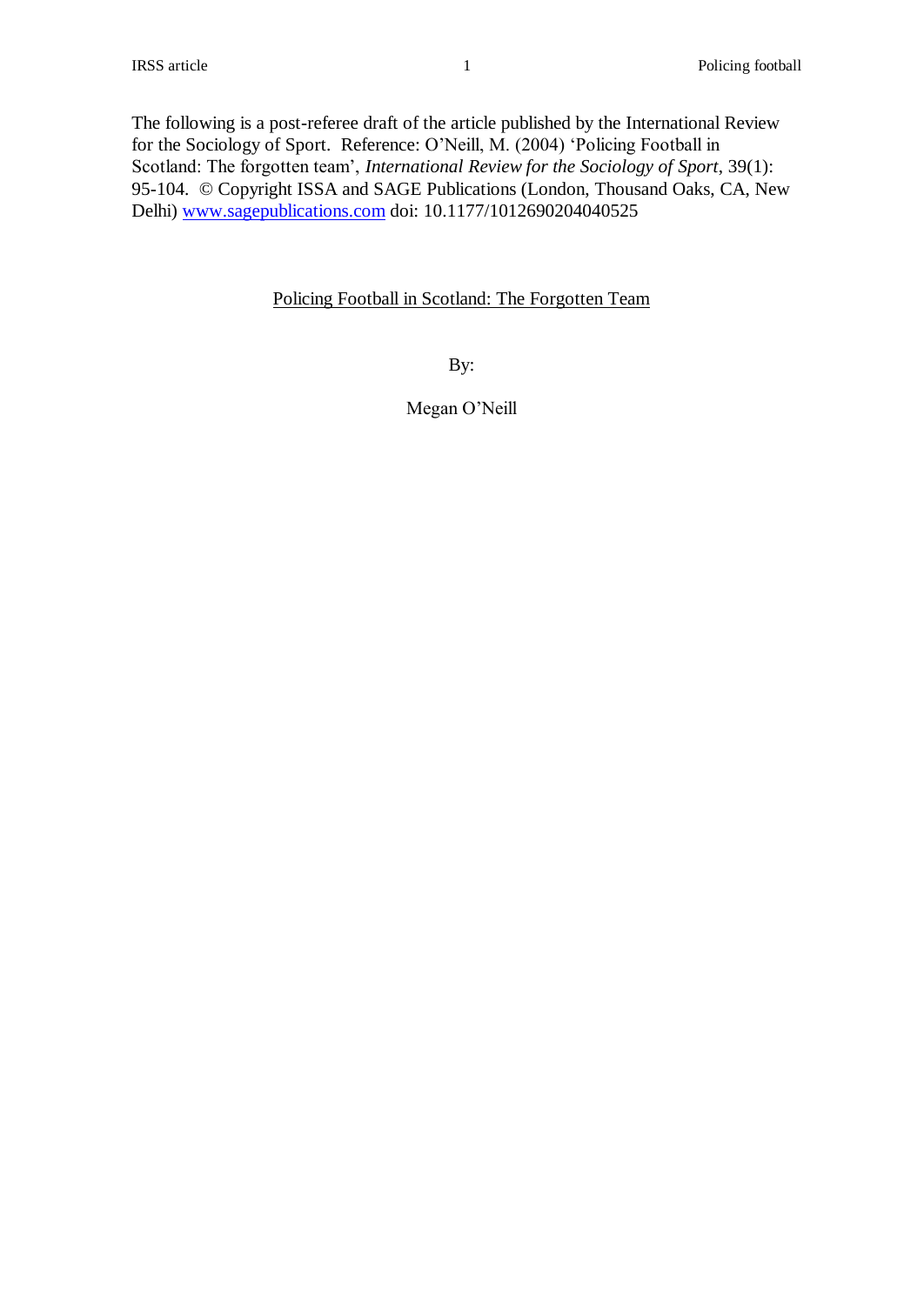The following is a post-referee draft of the article published by the International Review for the Sociology of Sport. Reference: O'Neill, M. (2004) 'Policing Football in Scotland: The forgotten team', *International Review for the Sociology of Sport*, 39(1): 95-104. © Copyright ISSA and SAGE Publications (London, Thousand Oaks, CA, New Delhi) [www.sagepublications.com](http://www.sagepublications.com) doi: 10.1177/1012690204040525

# Policing Football in Scotland: The Forgotten Team

By:

Megan O'Neill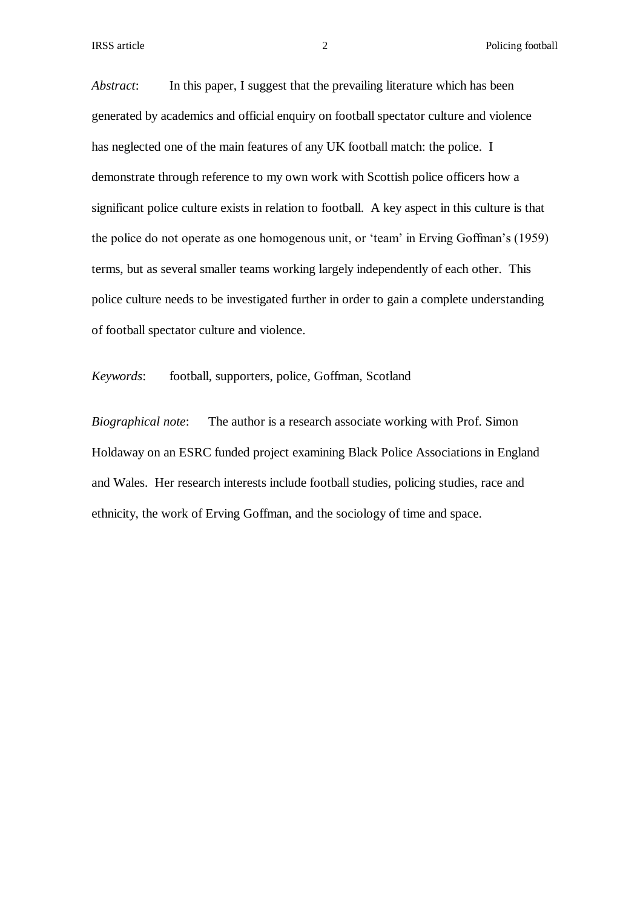*Abstract*: In this paper, I suggest that the prevailing literature which has been generated by academics and official enquiry on football spectator culture and violence has neglected one of the main features of any UK football match: the police. I demonstrate through reference to my own work with Scottish police officers how a significant police culture exists in relation to football. A key aspect in this culture is that the police do not operate as one homogenous unit, or 'team' in Erving Goffman's (1959) terms, but as several smaller teams working largely independently of each other. This police culture needs to be investigated further in order to gain a complete understanding of football spectator culture and violence.

*Keywords*: football, supporters, police, Goffman, Scotland

*Biographical note*: The author is a research associate working with Prof. Simon Holdaway on an ESRC funded project examining Black Police Associations in England and Wales. Her research interests include football studies, policing studies, race and ethnicity, the work of Erving Goffman, and the sociology of time and space.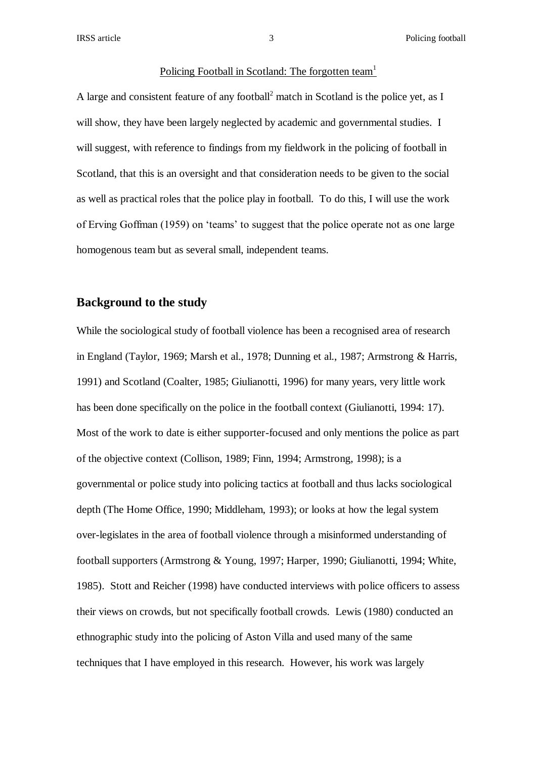Policing Football in Scotland: The forgotten team[1]

A large and consistent feature of any football[2] match in Scotland is the police yet, as I will show, they have been largely neglected by academic and governmental studies. I will suggest, with reference to findings from my fieldwork in the policing of football in Scotland, that this is an oversight and that consideration needs to be given to the social as well as practical roles that the police play in football. To do this, I will use the work of Erving Goffman (1959) on 'teams' to suggest that the police operate not as one large homogenous team but as several small, independent teams.

## Background to the study

While the sociological study of football violence has been a recognised area of research in England (Taylor, 1969; Marsh et al., 1978; Dunning et al., 1987; Armstrong & Harris, 1991) and Scotland (Coalter, 1985; Giulianotti, 1996) for many years, very little work has been done specifically on the police in the football context (Giulianotti, 1994: 17). Most of the work to date is either supporter-focused and only mentions the police as part of the objective context (Collison, 1989; Finn, 1994; Armstrong, 1998); is a governmental or police study into policing tactics at football and thus lacks sociological depth (The Home Office, 1990; Middleham, 1993); or looks at how the legal system over-legislates in the area of football violence through a misinformed understanding of football supporters (Armstrong & Young, 1997; Harper, 1990; Giulianotti, 1994; White, 1985). Stott and Reicher (1998) have conducted interviews with police officers to assess their views on crowds, but not specifically football crowds. Lewis (1980) conducted an ethnographic study into the policing of Aston Villa and used many of the same techniques that I have employed in this research. However, his work was largely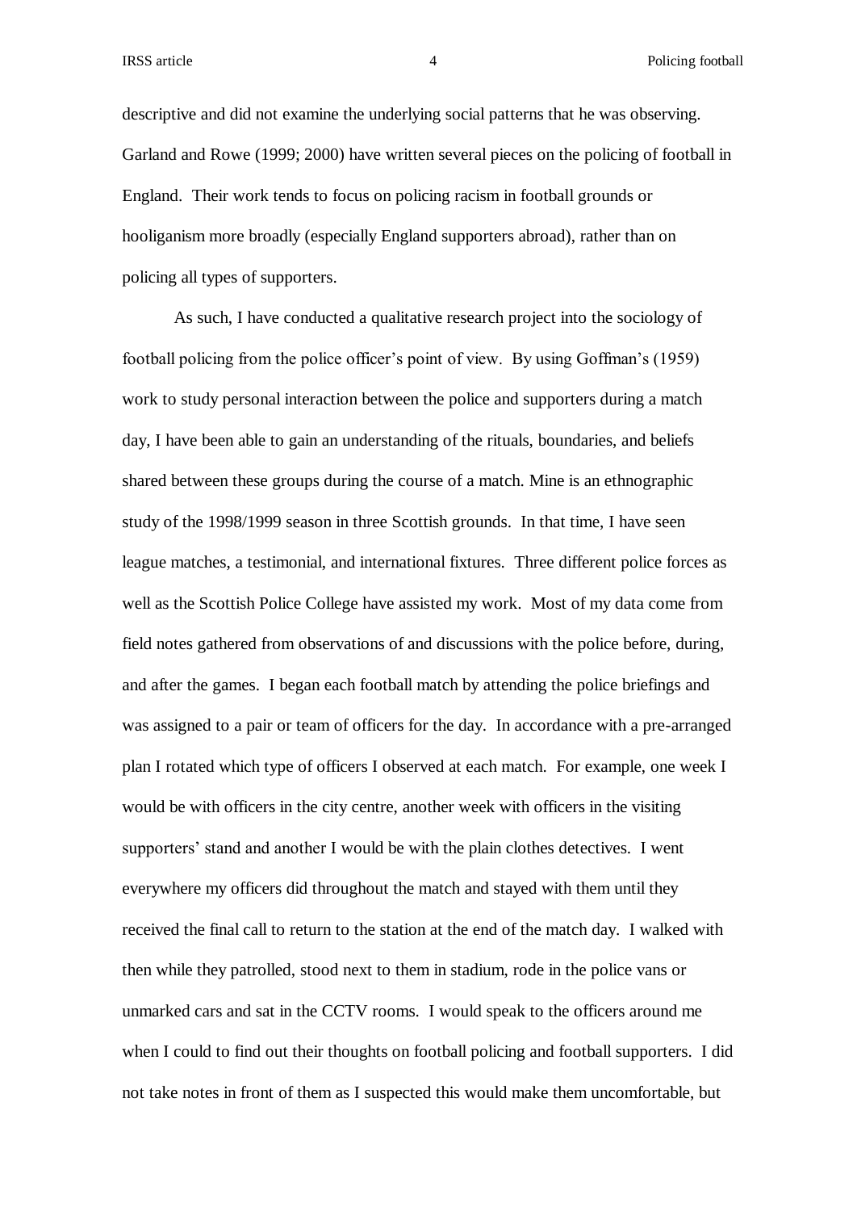descriptive and did not examine the underlying social patterns that he was observing. Garland and Rowe (1999; 2000) have written several pieces on the policing of football in England. Their work tends to focus on policing racism in football grounds or hooliganism more broadly (especially England supporters abroad), rather than on policing all types of supporters.

As such, I have conducted a qualitative research project into the sociology of football policing from the police officer's point of view. By using Goffman's (1959) work to study personal interaction between the police and supporters during a match day, I have been able to gain an understanding of the rituals, boundaries, and beliefs shared between these groups during the course of a match. Mine is an ethnographic study of the 1998/1999 season in three Scottish grounds. In that time, I have seen league matches, a testimonial, and international fixtures. Three different police forces as well as the Scottish Police College have assisted my work. Most of my data come from field notes gathered from observations of and discussions with the police before, during, and after the games. I began each football match by attending the police briefings and was assigned to a pair or team of officers for the day. In accordance with a pre-arranged plan I rotated which type of officers I observed at each match. For example, one week I would be with officers in the city centre, another week with officers in the visiting supporters' stand and another I would be with the plain clothes detectives. I went everywhere my officers did throughout the match and stayed with them until they received the final call to return to the station at the end of the match day. I walked with then while they patrolled, stood next to them in stadium, rode in the police vans or unmarked cars and sat in the CCTV rooms. I would speak to the officers around me when I could to find out their thoughts on football policing and football supporters. I did not take notes in front of them as I suspected this would make them uncomfortable, but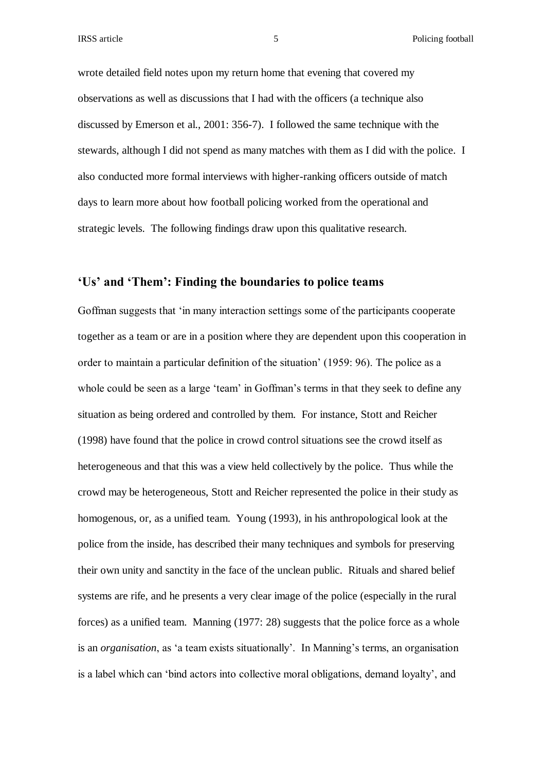wrote detailed field notes upon my return home that evening that covered my observations as well as discussions that I had with the officers (a technique also discussed by Emerson et al., 2001: 356-7). I followed the same technique with the stewards, although I did not spend as many matches with them as I did with the police. I also conducted more formal interviews with higher-ranking officers outside of match days to learn more about how football policing worked from the operational and strategic levels. The following findings draw upon this qualitative research.

## 'Us' and 'Them': Finding the boundaries to police teams

Goffman suggests that 'in many interaction settings some of the participants cooperate together as a team or are in a position where they are dependent upon this cooperation in order to maintain a particular definition of the situation' (1959: 96). The police as a whole could be seen as a large 'team' in Goffman's terms in that they seek to define any situation as being ordered and controlled by them. For instance, Stott and Reicher (1998) have found that the police in crowd control situations see the crowd itself as heterogeneous and that this was a view held collectively by the police. Thus while the crowd may be heterogeneous, Stott and Reicher represented the police in their study as homogenous, or, as a unified team. Young (1993), in his anthropological look at the police from the inside, has described their many techniques and symbols for preserving their own unity and sanctity in the face of the unclean public. Rituals and shared belief systems are rife, and he presents a very clear image of the police (especially in the rural forces) as a unified team. Manning (1977: 28) suggests that the police force as a whole is an *organisation*, as 'a team exists situationally'. In Manning's terms, an organisation is a label which can 'bind actors into collective moral obligations, demand loyalty', and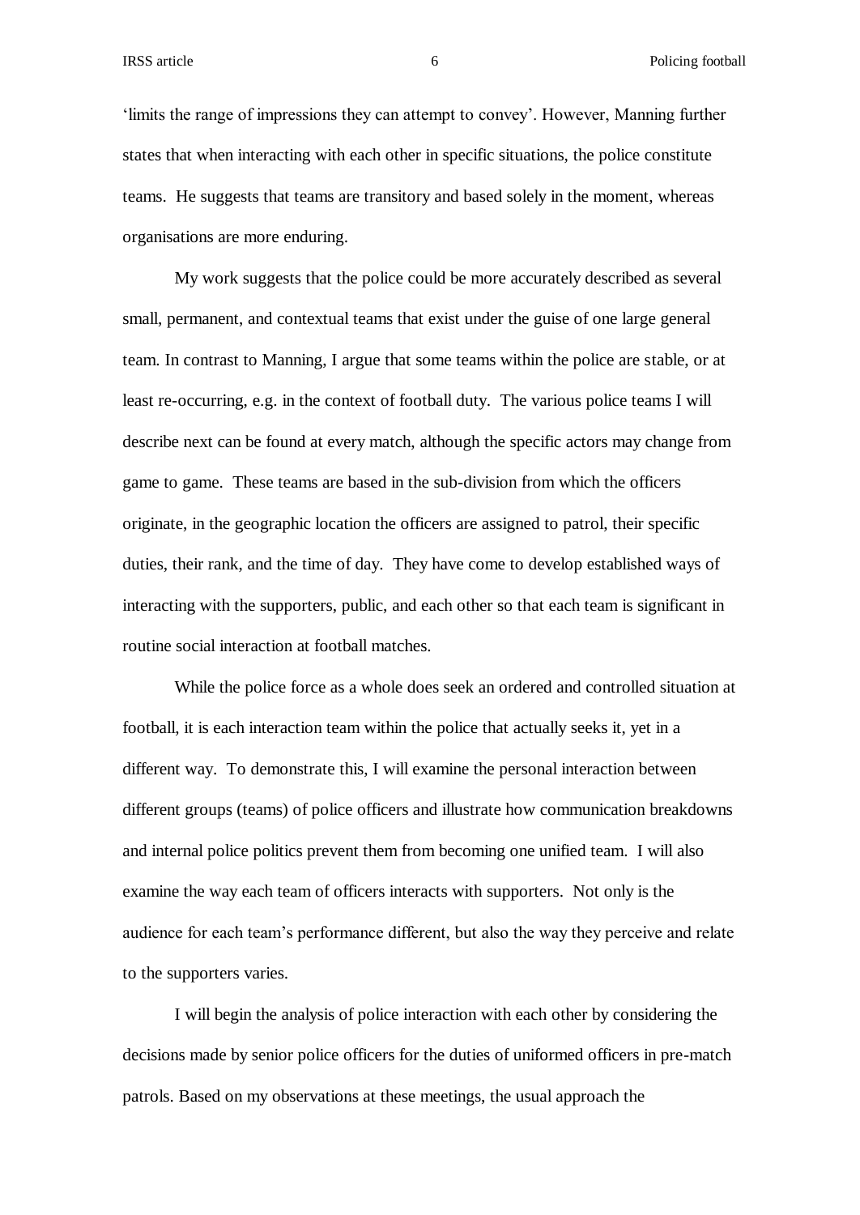'limits the range of impressions they can attempt to convey'. However, Manning further states that when interacting with each other in specific situations, the police constitute teams. He suggests that teams are transitory and based solely in the moment, whereas organisations are more enduring.

My work suggests that the police could be more accurately described as several small, permanent, and contextual teams that exist under the guise of one large general team. In contrast to Manning, I argue that some teams within the police are stable, or at least re-occurring, e.g. in the context of football duty. The various police teams I will describe next can be found at every match, although the specific actors may change from game to game. These teams are based in the sub-division from which the officers originate, in the geographic location the officers are assigned to patrol, their specific duties, their rank, and the time of day. They have come to develop established ways of interacting with the supporters, public, and each other so that each team is significant in routine social interaction at football matches.

While the police force as a whole does seek an ordered and controlled situation at football, it is each interaction team within the police that actually seeks it, yet in a different way. To demonstrate this, I will examine the personal interaction between different groups (teams) of police officers and illustrate how communication breakdowns and internal police politics prevent them from becoming one unified team. I will also examine the way each team of officers interacts with supporters. Not only is the audience for each team's performance different, but also the way they perceive and relate to the supporters varies.

I will begin the analysis of police interaction with each other by considering the decisions made by senior police officers for the duties of uniformed officers in pre-match patrols. Based on my observations at these meetings, the usual approach the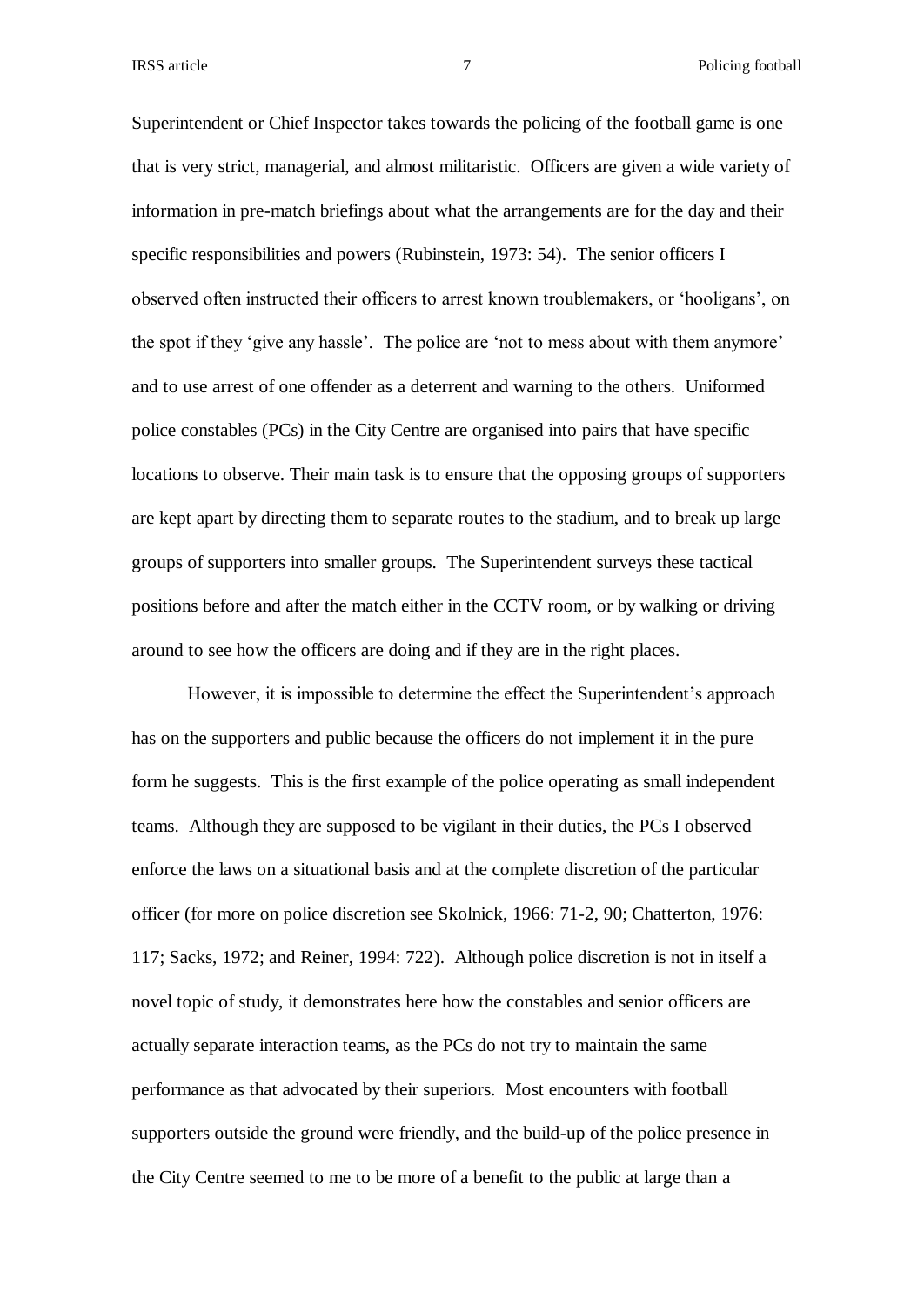Superintendent or Chief Inspector takes towards the policing of the football game is one that is very strict, managerial, and almost militaristic. Officers are given a wide variety of information in pre-match briefings about what the arrangements are for the day and their specific responsibilities and powers (Rubinstein, 1973: 54). The senior officers I observed often instructed their officers to arrest known troublemakers, or 'hooligans', on the spot if they 'give any hassle'. The police are 'not to mess about with them anymore' and to use arrest of one offender as a deterrent and warning to the others. Uniformed police constables (PCs) in the City Centre are organised into pairs that have specific locations to observe. Their main task is to ensure that the opposing groups of supporters are kept apart by directing them to separate routes to the stadium, and to break up large groups of supporters into smaller groups. The Superintendent surveys these tactical positions before and after the match either in the CCTV room, or by walking or driving around to see how the officers are doing and if they are in the right places.

However, it is impossible to determine the effect the Superintendent's approach has on the supporters and public because the officers do not implement it in the pure form he suggests. This is the first example of the police operating as small independent teams. Although they are supposed to be vigilant in their duties, the PCs I observed enforce the laws on a situational basis and at the complete discretion of the particular officer (for more on police discretion see Skolnick, 1966: 71-2, 90; Chatterton, 1976: 117; Sacks, 1972; and Reiner, 1994: 722). Although police discretion is not in itself a novel topic of study, it demonstrates here how the constables and senior officers are actually separate interaction teams, as the PCs do not try to maintain the same performance as that advocated by their superiors. Most encounters with football supporters outside the ground were friendly, and the build-up of the police presence in the City Centre seemed to me to be more of a benefit to the public at large than a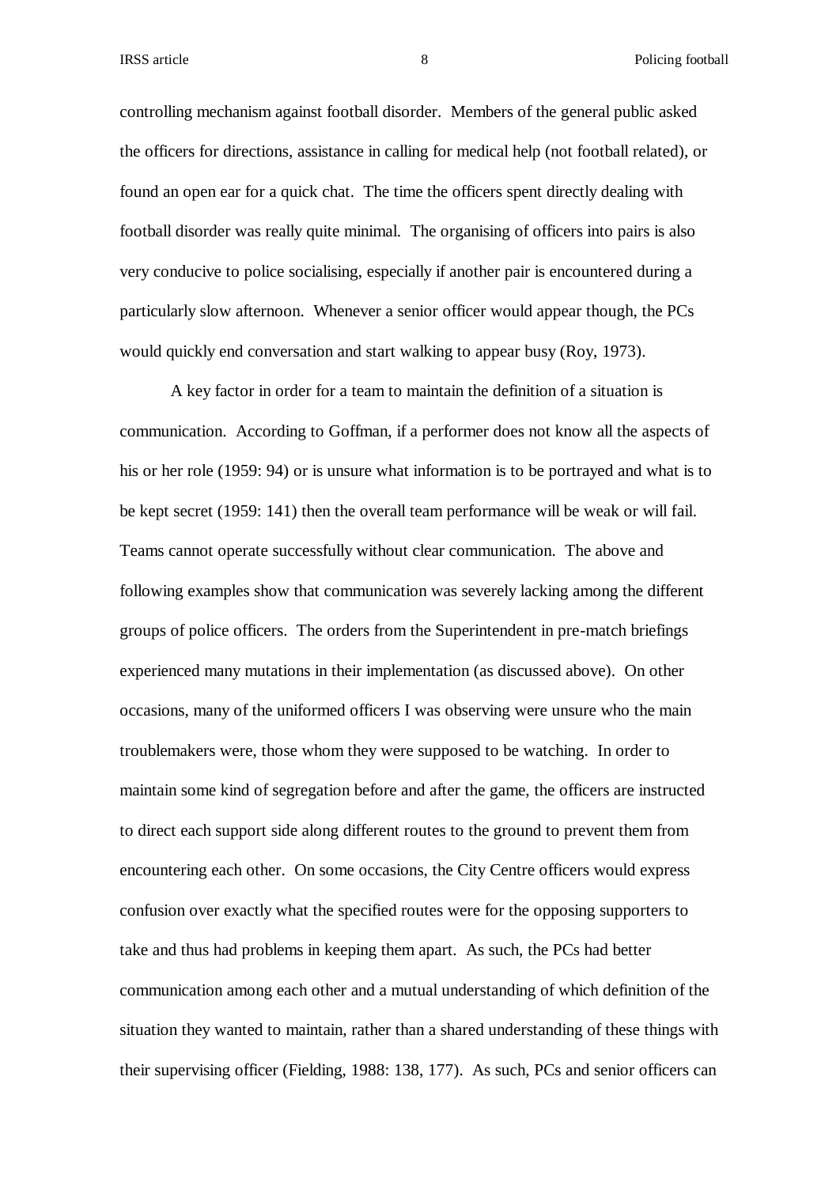controlling mechanism against football disorder. Members of the general public asked the officers for directions, assistance in calling for medical help (not football related), or found an open ear for a quick chat. The time the officers spent directly dealing with football disorder was really quite minimal. The organising of officers into pairs is also very conducive to police socialising, especially if another pair is encountered during a particularly slow afternoon. Whenever a senior officer would appear though, the PCs would quickly end conversation and start walking to appear busy (Roy, 1973).

A key factor in order for a team to maintain the definition of a situation is communication. According to Goffman, if a performer does not know all the aspects of his or her role (1959: 94) or is unsure what information is to be portrayed and what is to be kept secret (1959: 141) then the overall team performance will be weak or will fail. Teams cannot operate successfully without clear communication. The above and following examples show that communication was severely lacking among the different groups of police officers. The orders from the Superintendent in pre-match briefings experienced many mutations in their implementation (as discussed above). On other occasions, many of the uniformed officers I was observing were unsure who the main troublemakers were, those whom they were supposed to be watching. In order to maintain some kind of segregation before and after the game, the officers are instructed to direct each support side along different routes to the ground to prevent them from encountering each other. On some occasions, the City Centre officers would express confusion over exactly what the specified routes were for the opposing supporters to take and thus had problems in keeping them apart. As such, the PCs had better communication among each other and a mutual understanding of which definition of the situation they wanted to maintain, rather than a shared understanding of these things with their supervising officer (Fielding, 1988: 138, 177). As such, PCs and senior officers can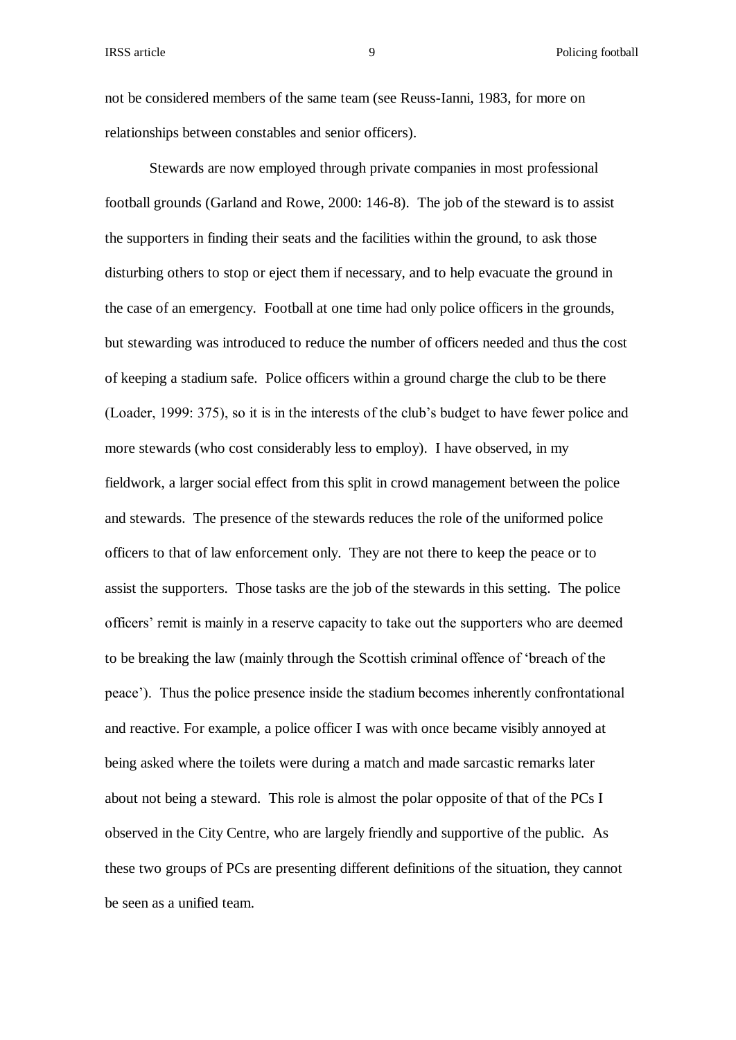not be considered members of the same team (see Reuss-Ianni, 1983, for more on relationships between constables and senior officers).

Stewards are now employed through private companies in most professional football grounds (Garland and Rowe, 2000: 146-8). The job of the steward is to assist the supporters in finding their seats and the facilities within the ground, to ask those disturbing others to stop or eject them if necessary, and to help evacuate the ground in the case of an emergency. Football at one time had only police officers in the grounds, but stewarding was introduced to reduce the number of officers needed and thus the cost of keeping a stadium safe. Police officers within a ground charge the club to be there (Loader, 1999: 375), so it is in the interests of the club's budget to have fewer police and more stewards (who cost considerably less to employ). I have observed, in my fieldwork, a larger social effect from this split in crowd management between the police and stewards. The presence of the stewards reduces the role of the uniformed police officers to that of law enforcement only. They are not there to keep the peace or to assist the supporters. Those tasks are the job of the stewards in this setting. The police officers' remit is mainly in a reserve capacity to take out the supporters who are deemed to be breaking the law (mainly through the Scottish criminal offence of 'breach of the peace'). Thus the police presence inside the stadium becomes inherently confrontational and reactive. For example, a police officer I was with once became visibly annoyed at being asked where the toilets were during a match and made sarcastic remarks later about not being a steward. This role is almost the polar opposite of that of the PCs I observed in the City Centre, who are largely friendly and supportive of the public. As these two groups of PCs are presenting different definitions of the situation, they cannot be seen as a unified team.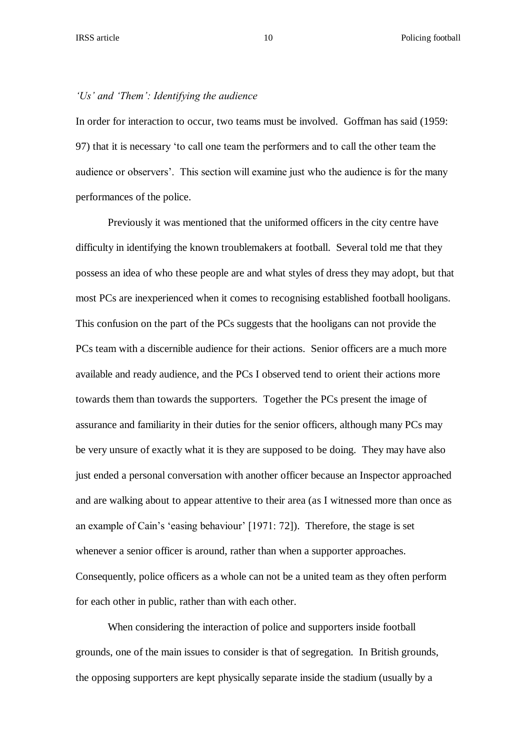### *'Us' and 'Them': Identifying the audience*

In order for interaction to occur, two teams must be involved. Goffman has said (1959: 97) that it is necessary 'to call one team the performers and to call the other team the audience or observers'. This section will examine just who the audience is for the many performances of the police.

Previously it was mentioned that the uniformed officers in the city centre have difficulty in identifying the known troublemakers at football. Several told me that they possess an idea of who these people are and what styles of dress they may adopt, but that most PCs are inexperienced when it comes to recognising established football hooligans. This confusion on the part of the PCs suggests that the hooligans can not provide the PCs team with a discernible audience for their actions. Senior officers are a much more available and ready audience, and the PCs I observed tend to orient their actions more towards them than towards the supporters. Together the PCs present the image of assurance and familiarity in their duties for the senior officers, although many PCs may be very unsure of exactly what it is they are supposed to be doing. They may have also just ended a personal conversation with another officer because an Inspector approached and are walking about to appear attentive to their area (as I witnessed more than once as an example of Cain's 'easing behaviour' [1971: 72]). Therefore, the stage is set whenever a senior officer is around, rather than when a supporter approaches. Consequently, police officers as a whole can not be a united team as they often perform for each other in public, rather than with each other.

When considering the interaction of police and supporters inside football grounds, one of the main issues to consider is that of segregation. In British grounds, the opposing supporters are kept physically separate inside the stadium (usually by a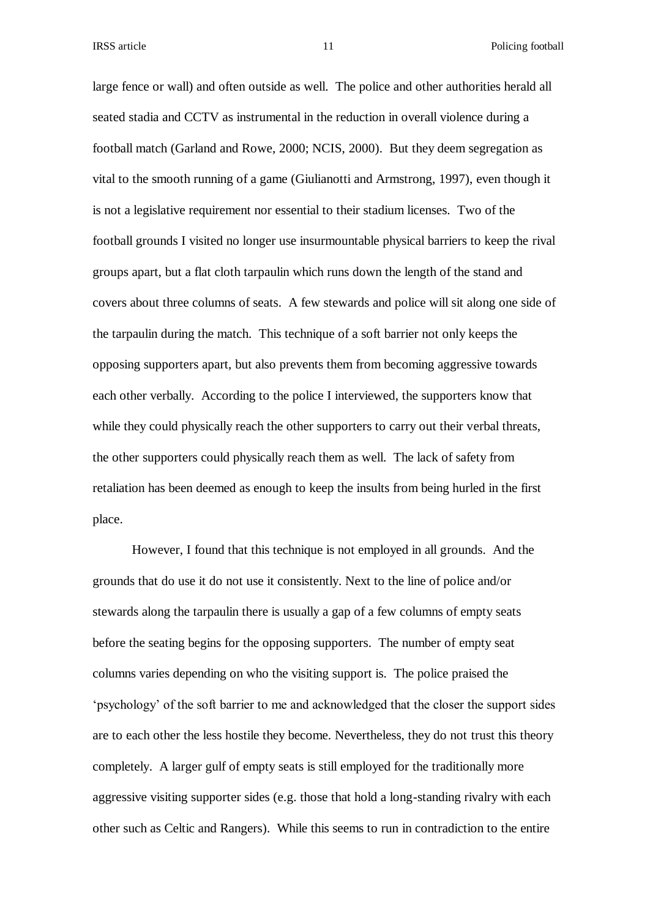large fence or wall) and often outside as well. The police and other authorities herald all seated stadia and CCTV as instrumental in the reduction in overall violence during a football match (Garland and Rowe, 2000; NCIS, 2000). But they deem segregation as vital to the smooth running of a game (Giulianotti and Armstrong, 1997), even though it is not a legislative requirement nor essential to their stadium licenses. Two of the football grounds I visited no longer use insurmountable physical barriers to keep the rival groups apart, but a flat cloth tarpaulin which runs down the length of the stand and covers about three columns of seats. A few stewards and police will sit along one side of the tarpaulin during the match. This technique of a soft barrier not only keeps the opposing supporters apart, but also prevents them from becoming aggressive towards each other verbally. According to the police I interviewed, the supporters know that while they could physically reach the other supporters to carry out their verbal threats, the other supporters could physically reach them as well. The lack of safety from retaliation has been deemed as enough to keep the insults from being hurled in the first place.

However, I found that this technique is not employed in all grounds. And the grounds that do use it do not use it consistently. Next to the line of police and/or stewards along the tarpaulin there is usually a gap of a few columns of empty seats before the seating begins for the opposing supporters. The number of empty seat columns varies depending on who the visiting support is. The police praised the 'psychology' of the soft barrier to me and acknowledged that the closer the support sides are to each other the less hostile they become. Nevertheless, they do not trust this theory completely. A larger gulf of empty seats is still employed for the traditionally more aggressive visiting supporter sides (e.g. those that hold a long-standing rivalry with each other such as Celtic and Rangers). While this seems to run in contradiction to the entire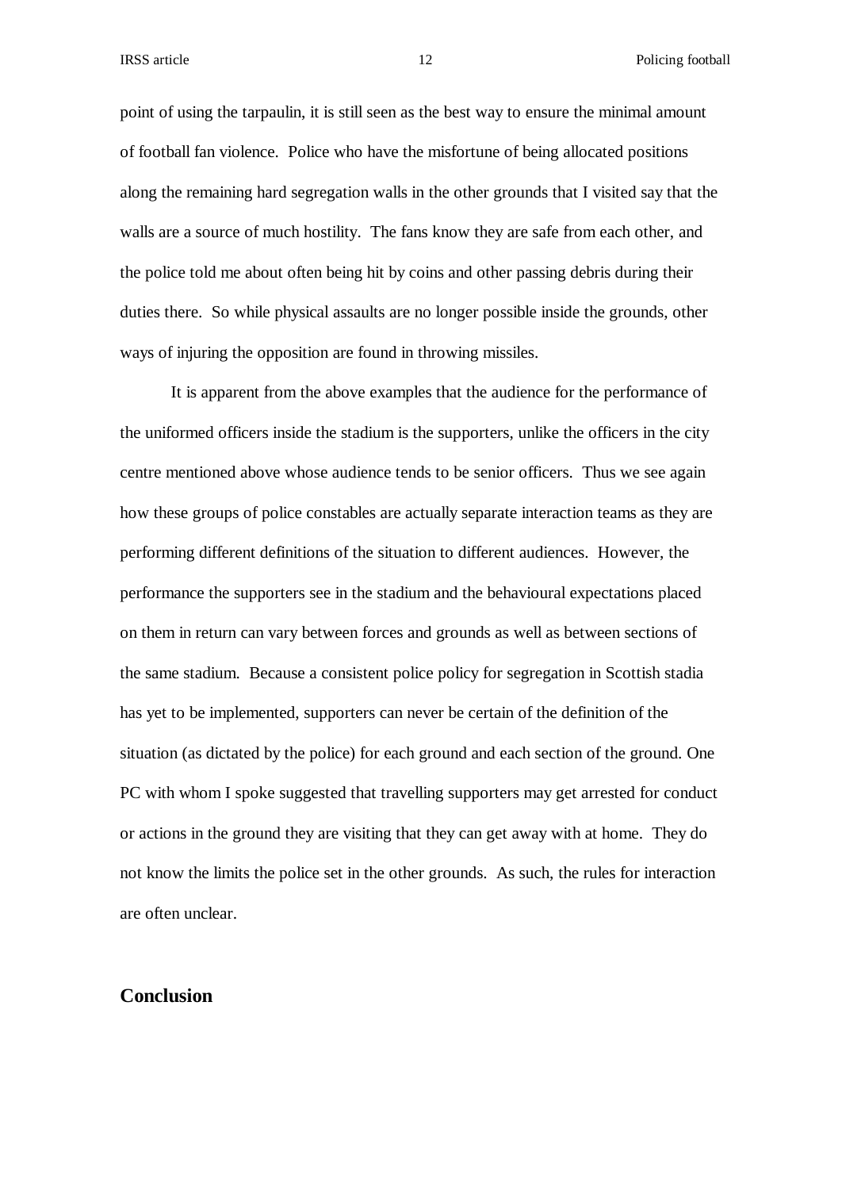point of using the tarpaulin, it is still seen as the best way to ensure the minimal amount of football fan violence. Police who have the misfortune of being allocated positions along the remaining hard segregation walls in the other grounds that I visited say that the walls are a source of much hostility. The fans know they are safe from each other, and the police told me about often being hit by coins and other passing debris during their duties there. So while physical assaults are no longer possible inside the grounds, other ways of injuring the opposition are found in throwing missiles.

It is apparent from the above examples that the audience for the performance of the uniformed officers inside the stadium is the supporters, unlike the officers in the city centre mentioned above whose audience tends to be senior officers. Thus we see again how these groups of police constables are actually separate interaction teams as they are performing different definitions of the situation to different audiences. However, the performance the supporters see in the stadium and the behavioural expectations placed on them in return can vary between forces and grounds as well as between sections of the same stadium. Because a consistent police policy for segregation in Scottish stadia has yet to be implemented, supporters can never be certain of the definition of the situation (as dictated by the police) for each ground and each section of the ground. One PC with whom I spoke suggested that travelling supporters may get arrested for conduct or actions in the ground they are visiting that they can get away with at home. They do not know the limits the police set in the other grounds. As such, the rules for interaction are often unclear.

## Conclusion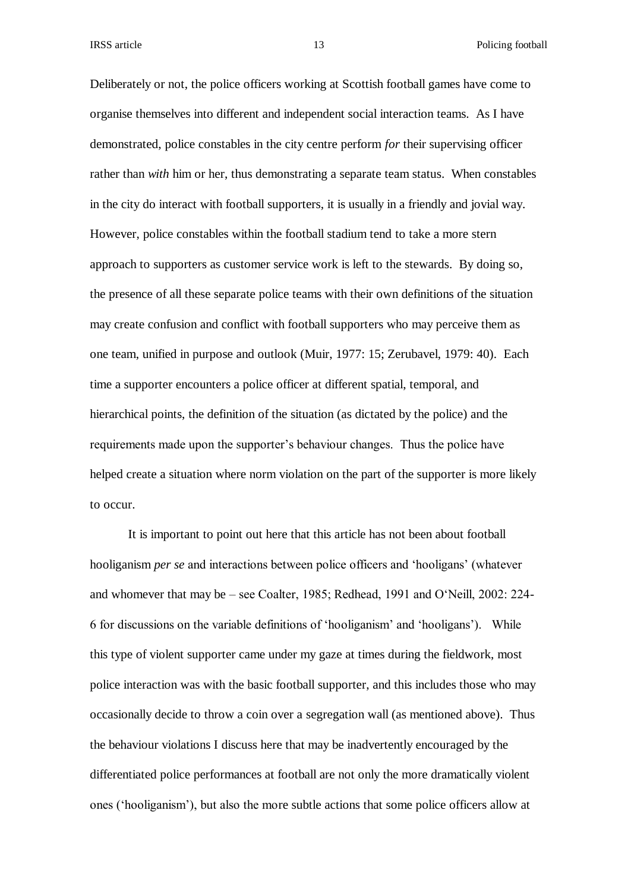Deliberately or not, the police officers working at Scottish football games have come to organise themselves into different and independent social interaction teams. As I have demonstrated, police constables in the city centre perform *for* their supervising officer rather than *with* him or her, thus demonstrating a separate team status. When constables in the city do interact with football supporters, it is usually in a friendly and jovial way. However, police constables within the football stadium tend to take a more stern approach to supporters as customer service work is left to the stewards. By doing so, the presence of all these separate police teams with their own definitions of the situation may create confusion and conflict with football supporters who may perceive them as one team, unified in purpose and outlook (Muir, 1977: 15; Zerubavel, 1979: 40). Each time a supporter encounters a police officer at different spatial, temporal, and hierarchical points, the definition of the situation (as dictated by the police) and the requirements made upon the supporter's behaviour changes. Thus the police have helped create a situation where norm violation on the part of the supporter is more likely to occur.

It is important to point out here that this article has not been about football hooliganism *per se* and interactions between police officers and 'hooligans' (whatever and whomever that may be – see Coalter, 1985; Redhead, 1991 and O'Neill, 2002: 224-6 for discussions on the variable definitions of 'hooliganism' and 'hooligans'). While this type of violent supporter came under my gaze at times during the fieldwork, most police interaction was with the basic football supporter, and this includes those who may occasionally decide to throw a coin over a segregation wall (as mentioned above). Thus the behaviour violations I discuss here that may be inadvertently encouraged by the differentiated police performances at football are not only the more dramatically violent ones ('hooliganism'), but also the more subtle actions that some police officers allow at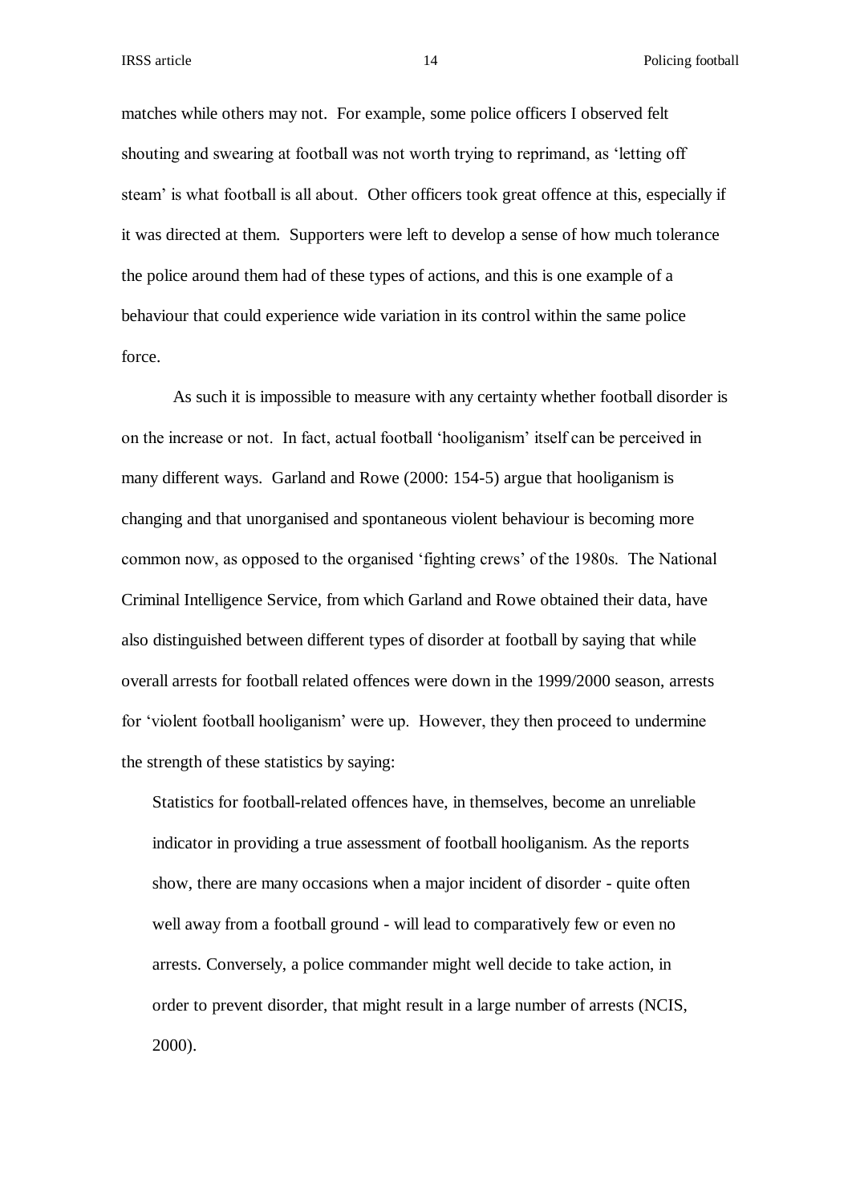matches while others may not. For example, some police officers I observed felt shouting and swearing at football was not worth trying to reprimand, as 'letting off steam' is what football is all about. Other officers took great offence at this, especially if it was directed at them. Supporters were left to develop a sense of how much tolerance the police around them had of these types of actions, and this is one example of a behaviour that could experience wide variation in its control within the same police force.

As such it is impossible to measure with any certainty whether football disorder is on the increase or not. In fact, actual football 'hooliganism' itself can be perceived in many different ways. Garland and Rowe (2000: 154-5) argue that hooliganism is changing and that unorganised and spontaneous violent behaviour is becoming more common now, as opposed to the organised 'fighting crews' of the 1980s. The National Criminal Intelligence Service, from which Garland and Rowe obtained their data, have also distinguished between different types of disorder at football by saying that while overall arrests for football related offences were down in the 1999/2000 season, arrests for 'violent football hooliganism' were up. However, they then proceed to undermine the strength of these statistics by saying:

> Statistics for football-related offences have, in themselves, become an unreliable indicator in providing a true assessment of football hooliganism. As the reports show, there are many occasions when a major incident of disorder - quite often well away from a football ground - will lead to comparatively few or even no arrests. Conversely, a police commander might well decide to take action, in order to prevent disorder, that might result in a large number of arrests (NCIS, 2000).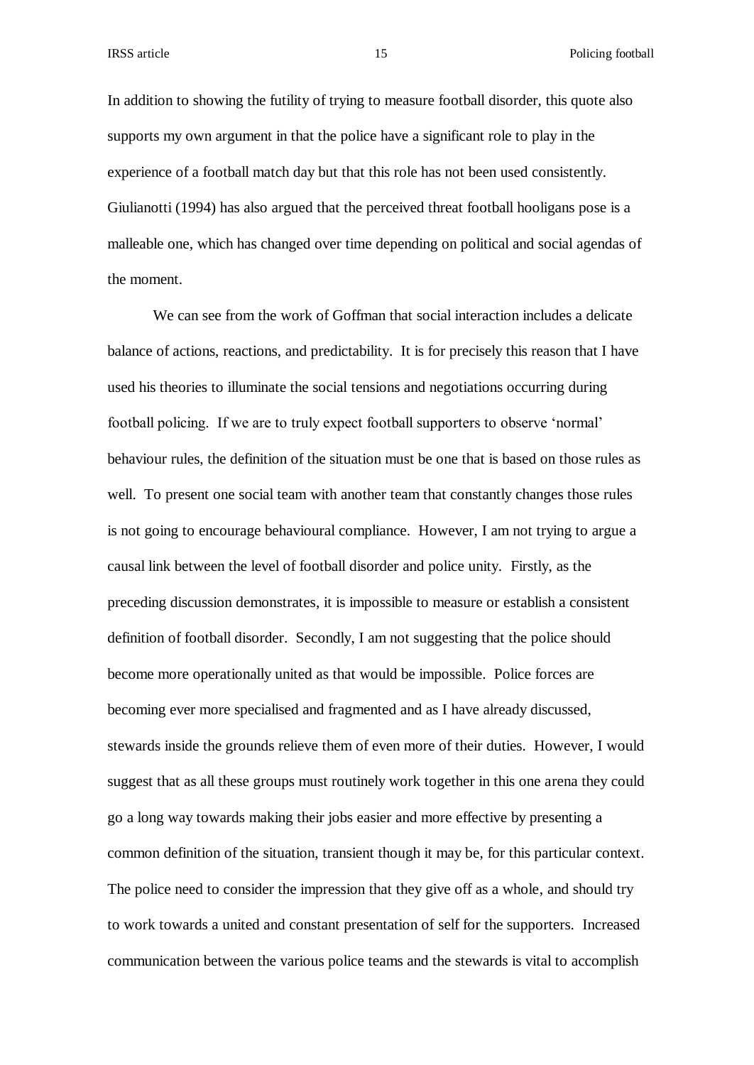In addition to showing the futility of trying to measure football disorder, this quote also supports my own argument in that the police have a significant role to play in the experience of a football match day but that this role has not been used consistently. Giulianotti (1994) has also argued that the perceived threat football hooligans pose is a malleable one, which has changed over time depending on political and social agendas of the moment.

We can see from the work of Goffman that social interaction includes a delicate balance of actions, reactions, and predictability. It is for precisely this reason that I have used his theories to illuminate the social tensions and negotiations occurring during football policing. If we are to truly expect football supporters to observe 'normal' behaviour rules, the definition of the situation must be one that is based on those rules as well. To present one social team with another team that constantly changes those rules is not going to encourage behavioural compliance. However, I am not trying to argue a causal link between the level of football disorder and police unity. Firstly, as the preceding discussion demonstrates, it is impossible to measure or establish a consistent definition of football disorder. Secondly, I am not suggesting that the police should become more operationally united as that would be impossible. Police forces are becoming ever more specialised and fragmented and as I have already discussed, stewards inside the grounds relieve them of even more of their duties. However, I would suggest that as all these groups must routinely work together in this one arena they could go a long way towards making their jobs easier and more effective by presenting a common definition of the situation, transient though it may be, for this particular context. The police need to consider the impression that they give off as a whole, and should try to work towards a united and constant presentation of self for the supporters. Increased communication between the various police teams and the stewards is vital to accomplish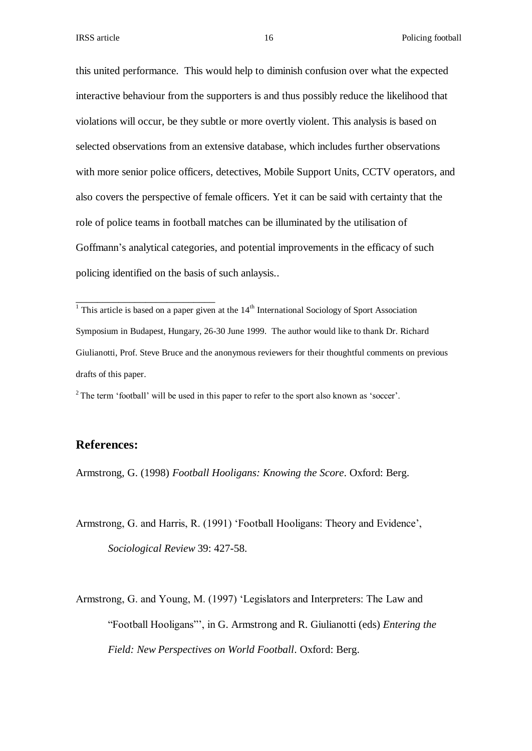this united performance. This would help to diminish confusion over what the expected interactive behaviour from the supporters is and thus possibly reduce the likelihood that violations will occur, be they subtle or more overtly violent. This analysis is based on selected observations from an extensive database, which includes further observations with more senior police officers, detectives, Mobile Support Units, CCTV operators, and also covers the perspective of female officers. Yet it can be said with certainty that the role of police teams in football matches can be illuminated by the utilisation of Goffmann's analytical categories, and potential improvements in the efficacy of such policing identified on the basis of such anlaysis..

---

[1] This article is based on a paper given at the 14th International Sociology of Sport Association Symposium in Budapest, Hungary, 26-30 June 1999. The author would like to thank Dr. Richard Giulianotti, Prof. Steve Bruce and the anonymous reviewers for their thoughtful comments on previous drafts of this paper.

[2] The term 'football' will be used in this paper to refer to the sport also known as 'soccer'.

## References:

Armstrong, G. (1998) *Football Hooligans: Knowing the Score*. Oxford: Berg.

Armstrong, G. and Harris, R. (1991) 'Football Hooligans: Theory and Evidence', *Sociological Review* 39: 427-58.

Armstrong, G. and Young, M. (1997) 'Legislators and Interpreters: The Law and "Football Hooligans"', in G. Armstrong and R. Giulianotti (eds) *Entering the Field: New Perspectives on World Football*. Oxford: Berg.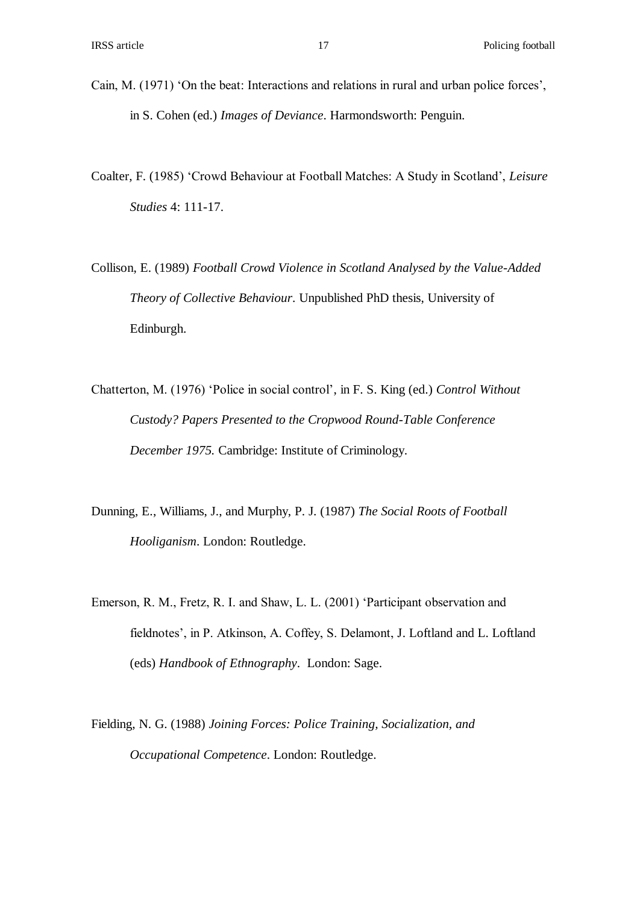Cain, M. (1971) 'On the beat: Interactions and relations in rural and urban police forces', in S. Cohen (ed.) *Images of Deviance*. Harmondsworth: Penguin.

Coalter, F. (1985) 'Crowd Behaviour at Football Matches: A Study in Scotland', *Leisure Studies* 4: 111-17.

Collison, E. (1989) *Football Crowd Violence in Scotland Analysed by the Value-Added Theory of Collective Behaviour*. Unpublished PhD thesis, University of Edinburgh.

Chatterton, M. (1976) 'Police in social control', in F. S. King (ed.) *Control Without Custody? Papers Presented to the Cropwood Round-Table Conference December 1975.* Cambridge: Institute of Criminology.

Dunning, E., Williams, J., and Murphy, P. J. (1987) *The Social Roots of Football Hooliganism*. London: Routledge.

Emerson, R. M., Fretz, R. I. and Shaw, L. L. (2001) 'Participant observation and fieldnotes', in P. Atkinson, A. Coffey, S. Delamont, J. Loftland and L. Loftland (eds) *Handbook of Ethnography*. London: Sage.

Fielding, N. G. (1988) *Joining Forces: Police Training, Socialization, and Occupational Competence*. London: Routledge.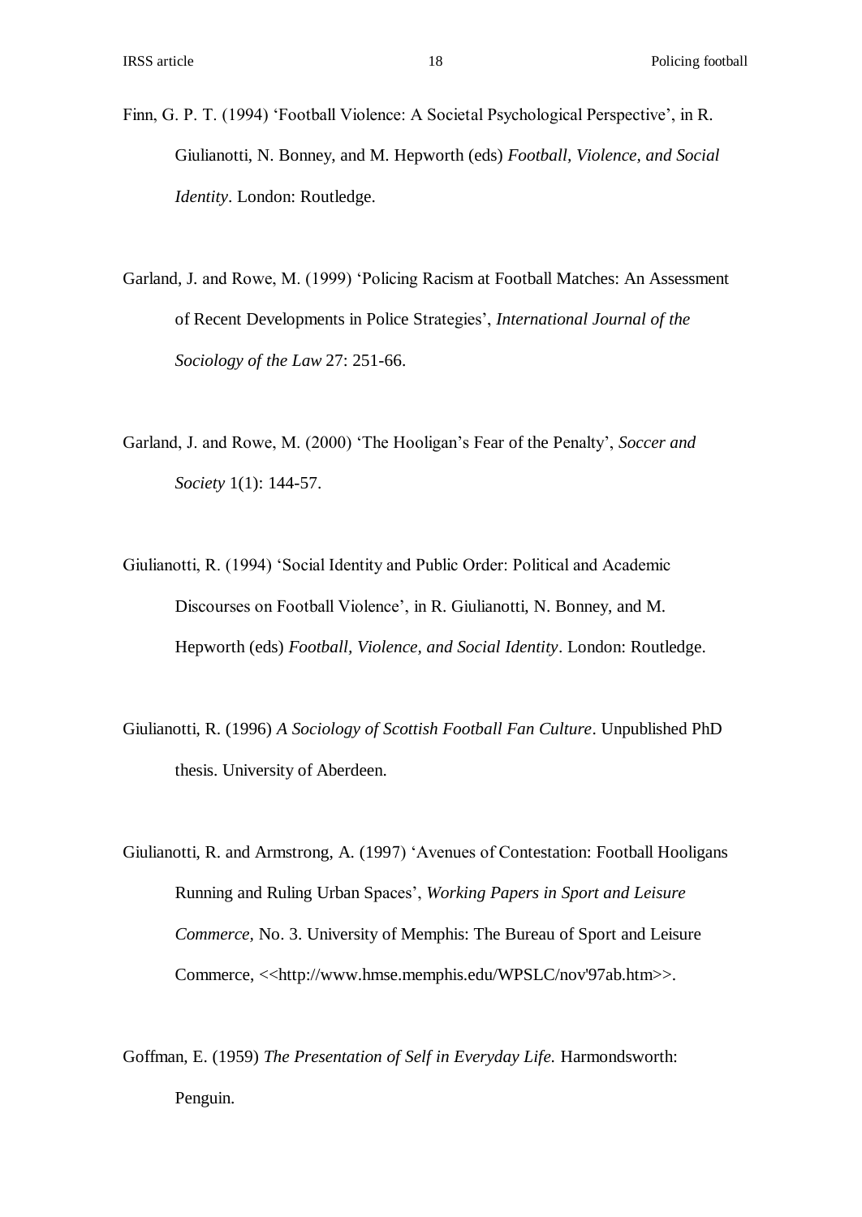Finn, G. P. T. (1994) 'Football Violence: A Societal Psychological Perspective', in R. Giulianotti, N. Bonney, and M. Hepworth (eds) *Football, Violence, and Social Identity*. London: Routledge.

Garland, J. and Rowe, M. (1999) 'Policing Racism at Football Matches: An Assessment of Recent Developments in Police Strategies', *International Journal of the Sociology of the Law* 27: 251-66.

Garland, J. and Rowe, M. (2000) 'The Hooligan's Fear of the Penalty', *Soccer and Society* 1(1): 144-57.

Giulianotti, R. (1994) 'Social Identity and Public Order: Political and Academic Discourses on Football Violence', in R. Giulianotti, N. Bonney, and M. Hepworth (eds) *Football, Violence, and Social Identity*. London: Routledge.

Giulianotti, R. (1996) *A Sociology of Scottish Football Fan Culture*. Unpublished PhD thesis. University of Aberdeen.

Giulianotti, R. and Armstrong, A. (1997) 'Avenues of Contestation: Football Hooligans Running and Ruling Urban Spaces', *Working Papers in Sport and Leisure Commerce*, No. 3. University of Memphis: The Bureau of Sport and Leisure Commerce, <<http://www.hmse.memphis.edu/WPSLC/nov'97ab.htm>>.

Goffman, E. (1959) *The Presentation of Self in Everyday Life.* Harmondsworth: Penguin.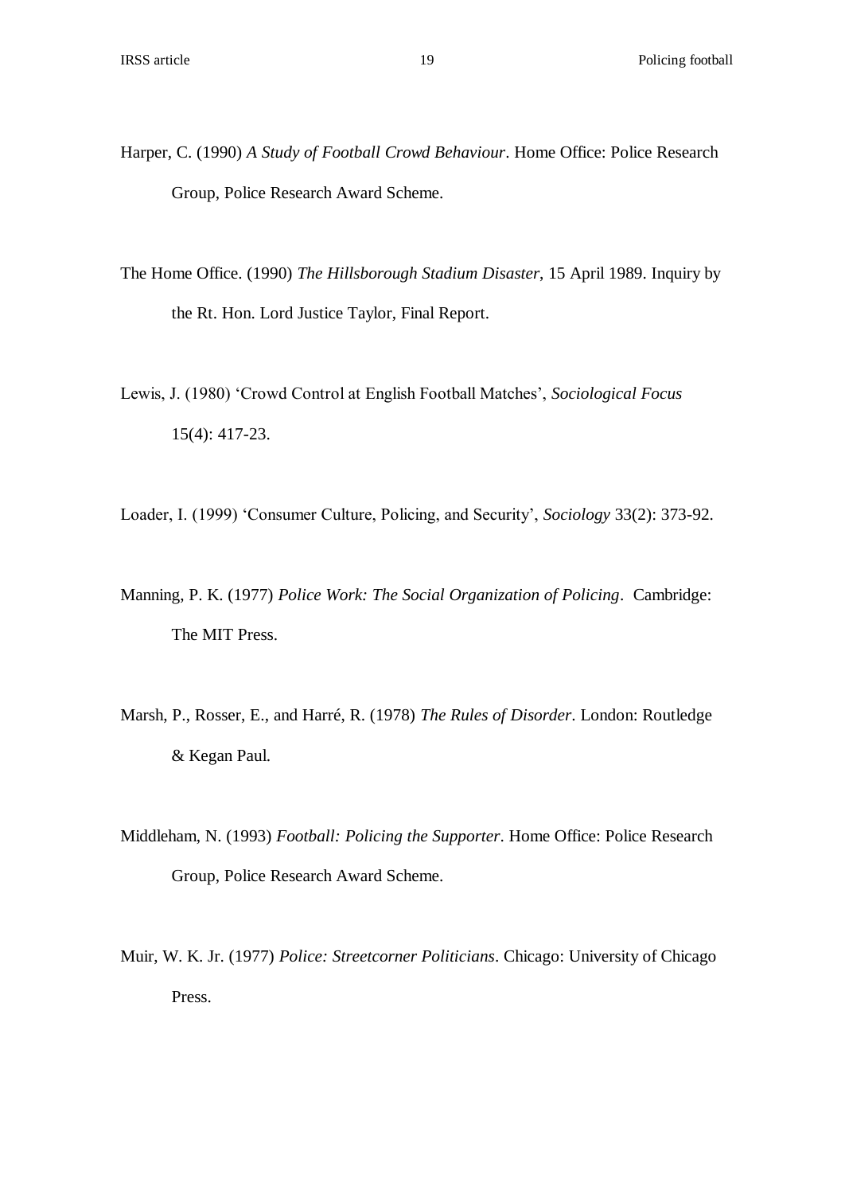Harper, C. (1990) *A Study of Football Crowd Behaviour*. Home Office: Police Research Group, Police Research Award Scheme.

The Home Office. (1990) *The Hillsborough Stadium Disaster*, 15 April 1989. Inquiry by the Rt. Hon. Lord Justice Taylor, Final Report.

Lewis, J. (1980) 'Crowd Control at English Football Matches', *Sociological Focus* 15(4): 417-23.

Loader, I. (1999) 'Consumer Culture, Policing, and Security', *Sociology* 33(2): 373-92.

Manning, P. K. (1977) *Police Work: The Social Organization of Policing*. Cambridge: The MIT Press.

Marsh, P., Rosser, E., and Harré, R. (1978) *The Rules of Disorder*. London: Routledge & Kegan Paul.

Middleham, N. (1993) *Football: Policing the Supporter*. Home Office: Police Research Group, Police Research Award Scheme.

Muir, W. K. Jr. (1977) *Police: Streetcorner Politicians*. Chicago: University of Chicago Press.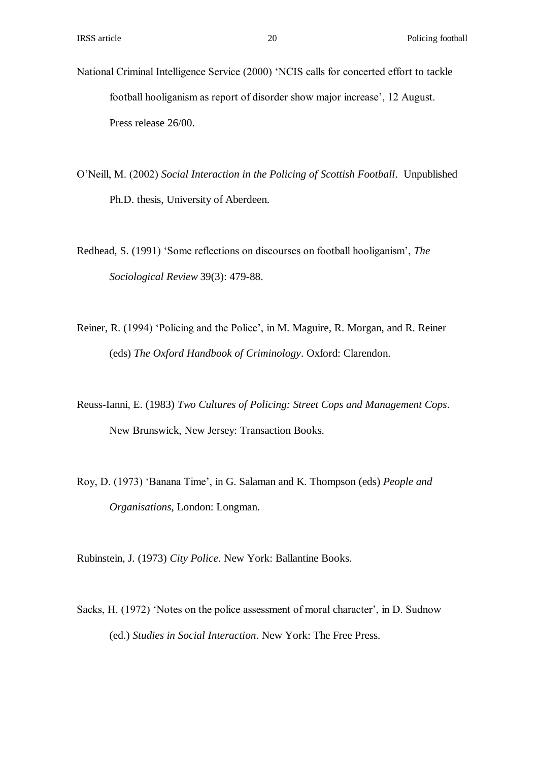National Criminal Intelligence Service (2000) 'NCIS calls for concerted effort to tackle football hooliganism as report of disorder show major increase', 12 August. Press release 26/00.

O'Neill, M. (2002) *Social Interaction in the Policing of Scottish Football*. Unpublished Ph.D. thesis, University of Aberdeen.

Redhead, S. (1991) 'Some reflections on discourses on football hooliganism', *The Sociological Review* 39(3): 479-88.

Reiner, R. (1994) 'Policing and the Police', in M. Maguire, R. Morgan, and R. Reiner (eds) *The Oxford Handbook of Criminology*. Oxford: Clarendon.

Reuss-Ianni, E. (1983) *Two Cultures of Policing: Street Cops and Management Cops*. New Brunswick, New Jersey: Transaction Books.

Roy, D. (1973) 'Banana Time', in G. Salaman and K. Thompson (eds) *People and Organisations*, London: Longman.

Rubinstein, J. (1973) *City Police*. New York: Ballantine Books.

Sacks, H. (1972) 'Notes on the police assessment of moral character', in D. Sudnow (ed.) *Studies in Social Interaction*. New York: The Free Press.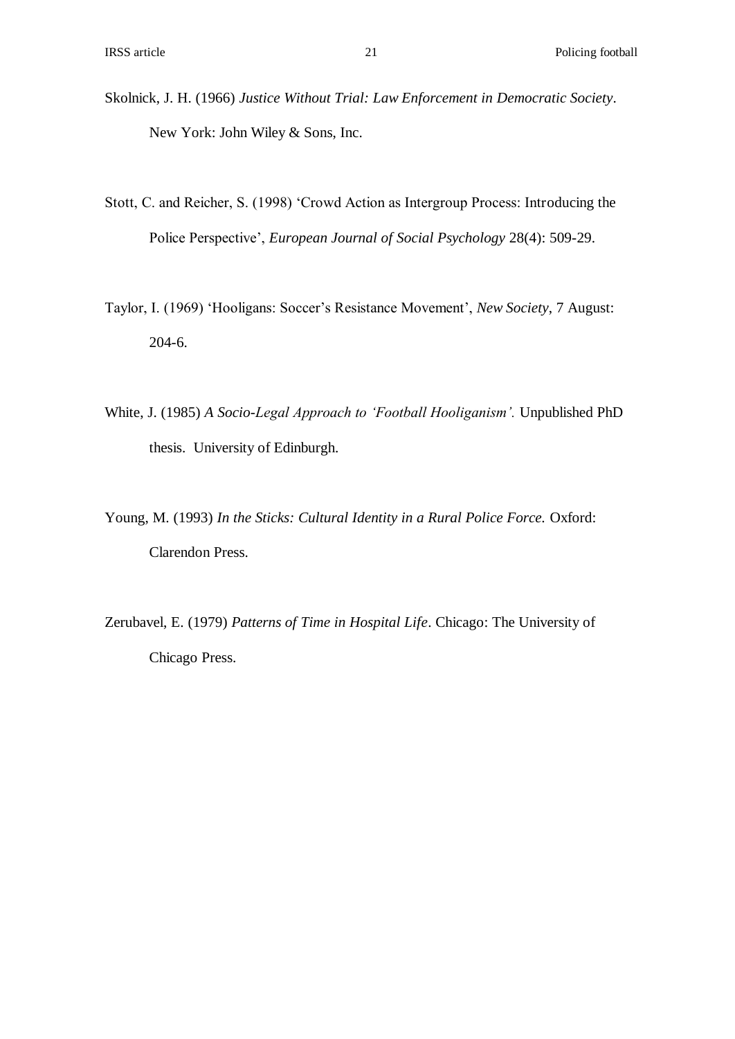Skolnick, J. H. (1966) *Justice Without Trial: Law Enforcement in Democratic Society*. New York: John Wiley & Sons, Inc.

Stott, C. and Reicher, S. (1998) 'Crowd Action as Intergroup Process: Introducing the Police Perspective', *European Journal of Social Psychology* 28(4): 509-29.

Taylor, I. (1969) 'Hooligans: Soccer's Resistance Movement', *New Society*, 7 August: 204-6.

White, J. (1985) *A Socio-Legal Approach to 'Football Hooliganism'.* Unpublished PhD thesis. University of Edinburgh.

Young, M. (1993) *In the Sticks: Cultural Identity in a Rural Police Force.* Oxford: Clarendon Press.

Zerubavel, E. (1979) *Patterns of Time in Hospital Life*. Chicago: The University of Chicago Press.